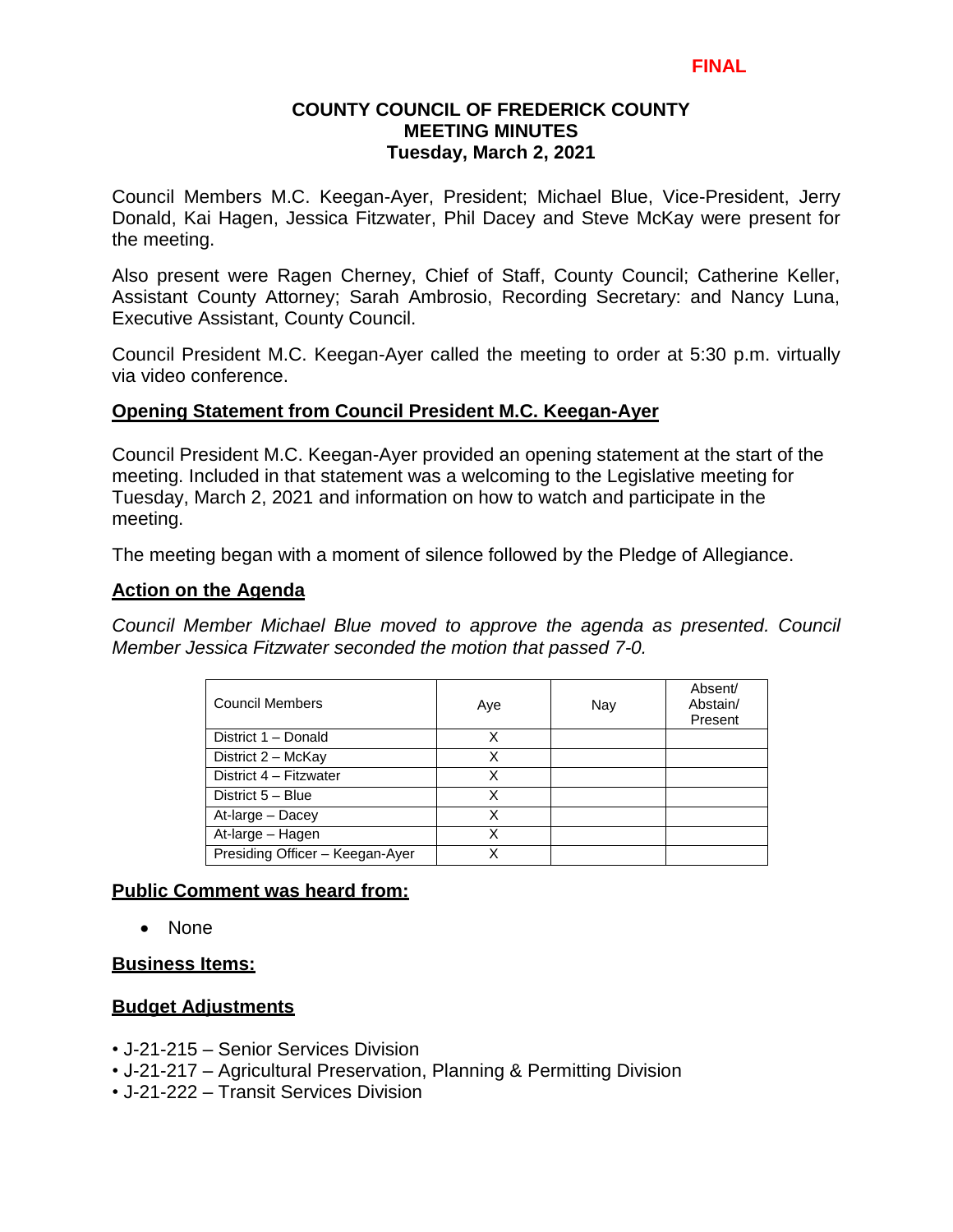FINAL

# COUNTY COUNCIL OF FREDERICK COUNTY
## MEETING MINUTES
### Tuesday, March 2, 2021

Council Members M.C. Keegan-Ayer, President; Michael Blue, Vice-President, Jerry Donald, Kai Hagen, Jessica Fitzwater, Phil Dacey and Steve McKay were present for the meeting.

Also present were Ragen Cherney, Chief of Staff, County Council; Catherine Keller, Assistant County Attorney; Sarah Ambrosio, Recording Secretary: and Nancy Luna, Executive Assistant, County Council.

Council President M.C. Keegan-Ayer called the meeting to order at 5:30 p.m. virtually via video conference.

**Opening Statement from Council President M.C. Keegan-Ayer**

Council President M.C. Keegan-Ayer provided an opening statement at the start of the meeting. Included in that statement was a welcoming to the Legislative meeting for Tuesday, March 2, 2021 and information on how to watch and participate in the meeting.

The meeting began with a moment of silence followed by the Pledge of Allegiance.

**Action on the Agenda**

*Council Member Michael Blue moved to approve the agenda as presented. Council Member Jessica Fitzwater seconded the motion that passed 7-0.*

| Council Members | Aye | Nay | Absent/ Abstain/ Present |
|---|---|---|---|
| District 1 – Donald | X | | |
| District 2 – McKay | X | | |
| District 4 – Fitzwater | X | | |
| District 5 – Blue | X | | |
| At-large – Dacey | X | | |
| At-large – Hagen | X | | |
| Presiding Officer – Keegan-Ayer | X | | |

**Public Comment was heard from:**

- None

**Business Items:**

**Budget Adjustments**

- J-21-215 – Senior Services Division
- J-21-217 – Agricultural Preservation, Planning & Permitting Division
- J-21-222 – Transit Services Division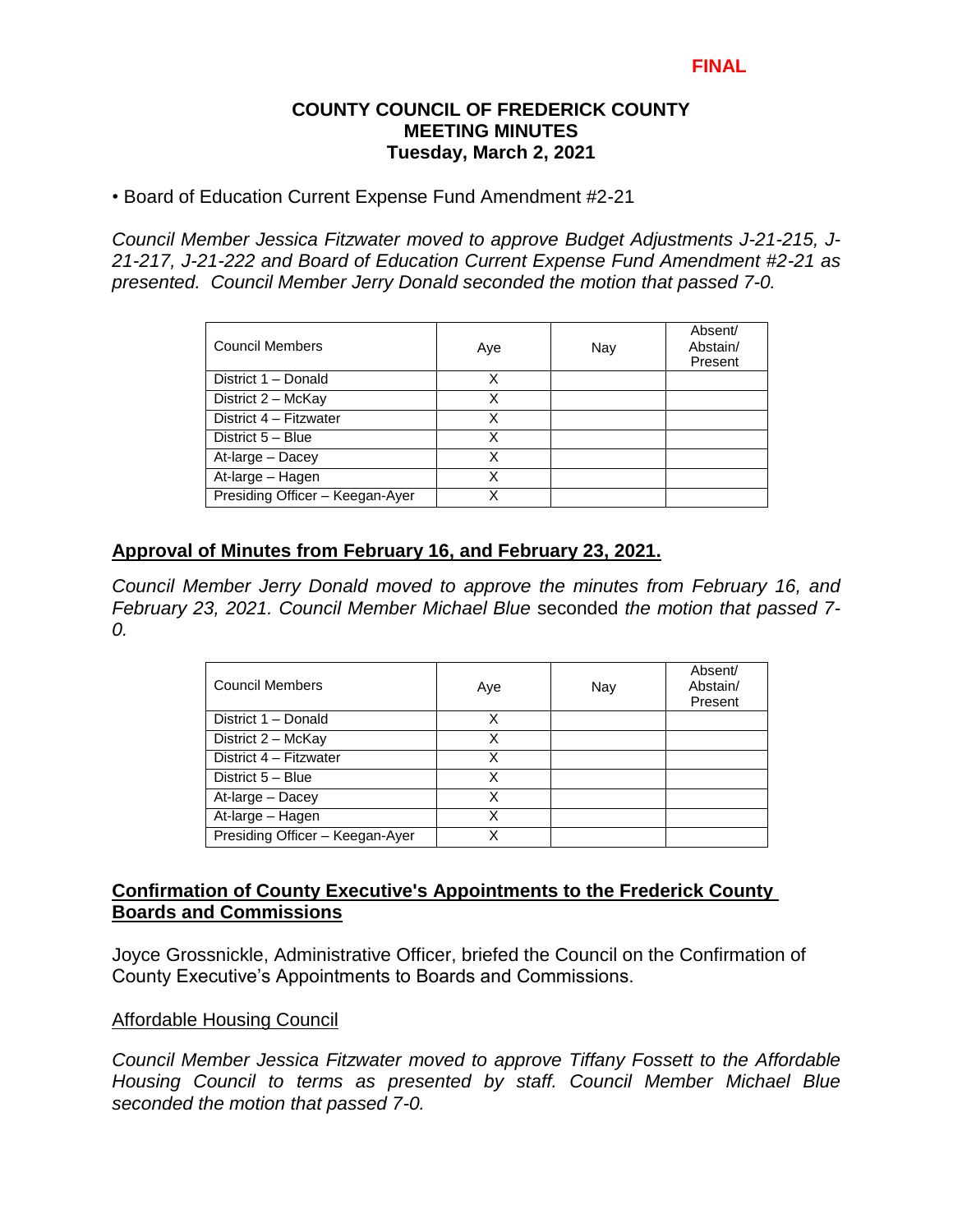**FINAL**

**COUNTY COUNCIL OF FREDERICK COUNTY**
**MEETING MINUTES**
**Tuesday, March 2, 2021**

• Board of Education Current Expense Fund Amendment #2-21

*Council Member Jessica Fitzwater moved to approve Budget Adjustments J-21-215, J-21-217, J-21-222 and Board of Education Current Expense Fund Amendment #2-21 as presented. Council Member Jerry Donald seconded the motion that passed 7-0.*

| Council Members | Aye | Nay | Absent/ Abstain/ Present |
|---|---|---|---|
| District 1 – Donald | X | | |
| District 2 – McKay | X | | |
| District 4 – Fitzwater | X | | |
| District 5 – Blue | X | | |
| At-large – Dacey | X | | |
| At-large – Hagen | X | | |
| Presiding Officer – Keegan-Ayer | X | | |

## Approval of Minutes from February 16, and February 23, 2021.

*Council Member Jerry Donald moved to approve the minutes from February 16, and February 23, 2021. Council Member Michael Blue* seconded *the motion that passed 7-0.*

| Council Members | Aye | Nay | Absent/ Abstain/ Present |
|---|---|---|---|
| District 1 – Donald | X | | |
| District 2 – McKay | X | | |
| District 4 – Fitzwater | X | | |
| District 5 – Blue | X | | |
| At-large – Dacey | X | | |
| At-large – Hagen | X | | |
| Presiding Officer – Keegan-Ayer | X | | |

## Confirmation of County Executive's Appointments to the Frederick County Boards and Commissions

Joyce Grossnickle, Administrative Officer, briefed the Council on the Confirmation of County Executive's Appointments to Boards and Commissions.

Affordable Housing Council

*Council Member Jessica Fitzwater moved to approve Tiffany Fossett to the Affordable Housing Council to terms as presented by staff. Council Member Michael Blue seconded the motion that passed 7-0.*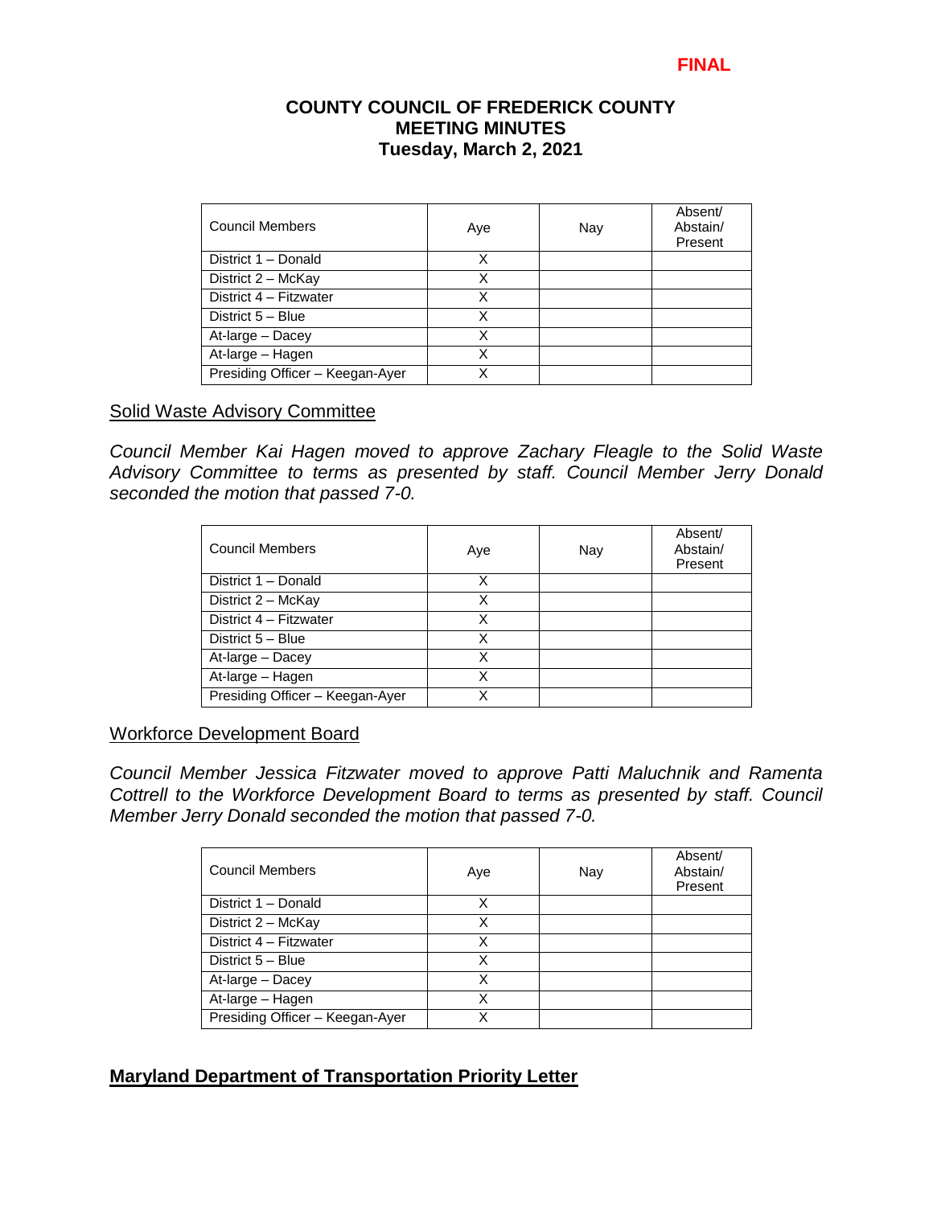**FINAL**

**COUNTY COUNCIL OF FREDERICK COUNTY**
**MEETING MINUTES**
**Tuesday, March 2, 2021**

| Council Members | Aye | Nay | Absent/ Abstain/ Present |
|---|---|---|---|
| District 1 – Donald | X | | |
| District 2 – McKay | X | | |
| District 4 – Fitzwater | X | | |
| District 5 – Blue | X | | |
| At-large – Dacey | X | | |
| At-large – Hagen | X | | |
| Presiding Officer – Keegan-Ayer | X | | |

Solid Waste Advisory Committee

*Council Member Kai Hagen moved to approve Zachary Fleagle to the Solid Waste Advisory Committee to terms as presented by staff. Council Member Jerry Donald seconded the motion that passed 7-0.*

| Council Members | Aye | Nay | Absent/ Abstain/ Present |
|---|---|---|---|
| District 1 – Donald | X | | |
| District 2 – McKay | X | | |
| District 4 – Fitzwater | X | | |
| District 5 – Blue | X | | |
| At-large – Dacey | X | | |
| At-large – Hagen | X | | |
| Presiding Officer – Keegan-Ayer | X | | |

Workforce Development Board

*Council Member Jessica Fitzwater moved to approve Patti Maluchnik and Ramenta Cottrell to the Workforce Development Board to terms as presented by staff. Council Member Jerry Donald seconded the motion that passed 7-0.*

| Council Members | Aye | Nay | Absent/ Abstain/ Present |
|---|---|---|---|
| District 1 – Donald | X | | |
| District 2 – McKay | X | | |
| District 4 – Fitzwater | X | | |
| District 5 – Blue | X | | |
| At-large – Dacey | X | | |
| At-large – Hagen | X | | |
| Presiding Officer – Keegan-Ayer | X | | |

**Maryland Department of Transportation Priority Letter**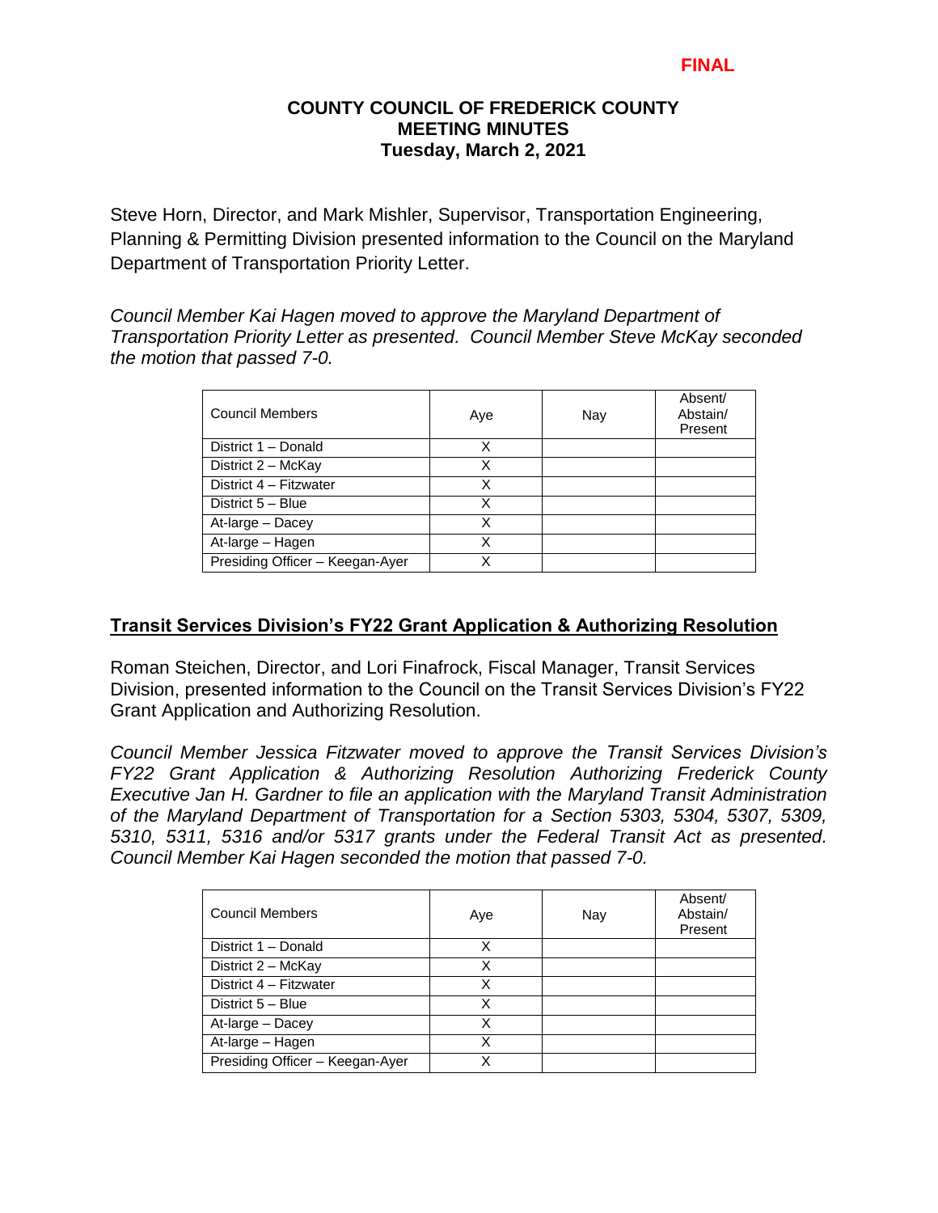**FINAL**

**COUNTY COUNCIL OF FREDERICK COUNTY**
**MEETING MINUTES**
**Tuesday, March 2, 2021**

Steve Horn, Director, and Mark Mishler, Supervisor, Transportation Engineering, Planning & Permitting Division presented information to the Council on the Maryland Department of Transportation Priority Letter.

*Council Member Kai Hagen moved to approve the Maryland Department of Transportation Priority Letter as presented. Council Member Steve McKay seconded the motion that passed 7-0.*

| Council Members | Aye | Nay | Absent/ Abstain/ Present |
|---|---|---|---|
| District 1 – Donald | X | | |
| District 2 – McKay | X | | |
| District 4 – Fitzwater | X | | |
| District 5 – Blue | X | | |
| At-large – Dacey | X | | |
| At-large – Hagen | X | | |
| Presiding Officer – Keegan-Ayer | X | | |

## Transit Services Division's FY22 Grant Application & Authorizing Resolution

Roman Steichen, Director, and Lori Finafrock, Fiscal Manager, Transit Services Division, presented information to the Council on the Transit Services Division's FY22 Grant Application and Authorizing Resolution.

*Council Member Jessica Fitzwater moved to approve the Transit Services Division's FY22 Grant Application & Authorizing Resolution Authorizing Frederick County Executive Jan H. Gardner to file an application with the Maryland Transit Administration of the Maryland Department of Transportation for a Section 5303, 5304, 5307, 5309, 5310, 5311, 5316 and/or 5317 grants under the Federal Transit Act as presented. Council Member Kai Hagen seconded the motion that passed 7-0.*

| Council Members | Aye | Nay | Absent/ Abstain/ Present |
|---|---|---|---|
| District 1 – Donald | X | | |
| District 2 – McKay | X | | |
| District 4 – Fitzwater | X | | |
| District 5 – Blue | X | | |
| At-large – Dacey | X | | |
| At-large – Hagen | X | | |
| Presiding Officer – Keegan-Ayer | X | | |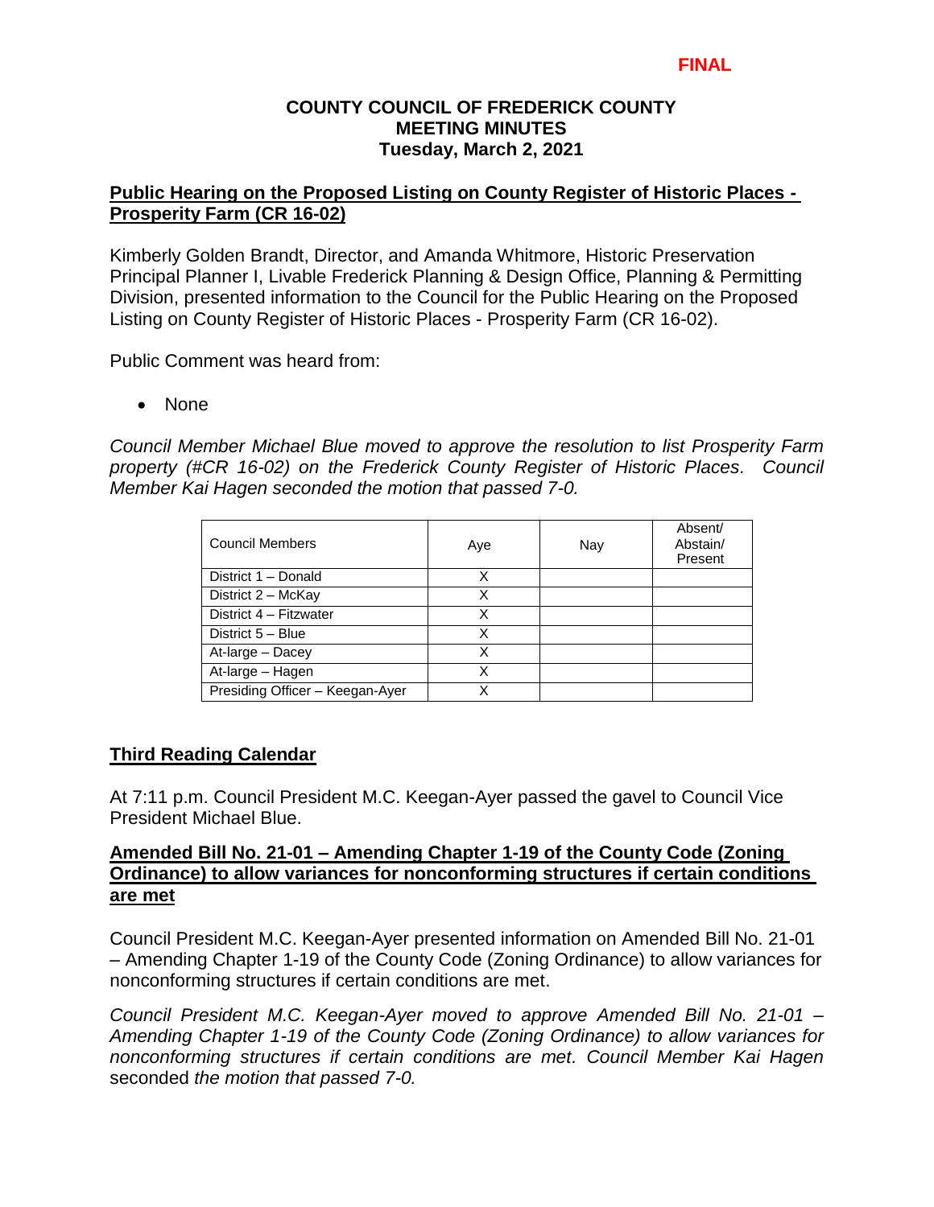**FINAL**

**COUNTY COUNCIL OF FREDERICK COUNTY**
**MEETING MINUTES**
**Tuesday, March 2, 2021**

**Public Hearing on the Proposed Listing on County Register of Historic Places - Prosperity Farm (CR 16-02)**

Kimberly Golden Brandt, Director, and Amanda Whitmore, Historic Preservation Principal Planner I, Livable Frederick Planning & Design Office, Planning & Permitting Division, presented information to the Council for the Public Hearing on the Proposed Listing on County Register of Historic Places - Prosperity Farm (CR 16-02).

Public Comment was heard from:

- None

*Council Member Michael Blue moved to approve the resolution to list Prosperity Farm property (#CR 16-02) on the Frederick County Register of Historic Places. Council Member Kai Hagen seconded the motion that passed 7-0.*

| Council Members | Aye | Nay | Absent/ Abstain/ Present |
|---|---|---|---|
| District 1 – Donald | X | | |
| District 2 – McKay | X | | |
| District 4 – Fitzwater | X | | |
| District 5 – Blue | X | | |
| At-large – Dacey | X | | |
| At-large – Hagen | X | | |
| Presiding Officer – Keegan-Ayer | X | | |

**Third Reading Calendar**

At 7:11 p.m. Council President M.C. Keegan-Ayer passed the gavel to Council Vice President Michael Blue.

**Amended Bill No. 21-01 – Amending Chapter 1-19 of the County Code (Zoning Ordinance) to allow variances for nonconforming structures if certain conditions are met**

Council President M.C. Keegan-Ayer presented information on Amended Bill No. 21-01 – Amending Chapter 1-19 of the County Code (Zoning Ordinance) to allow variances for nonconforming structures if certain conditions are met.

*Council President M.C. Keegan-Ayer moved to approve Amended Bill No. 21-01 – Amending Chapter 1-19 of the County Code (Zoning Ordinance) to allow variances for nonconforming structures if certain conditions are met. Council Member Kai Hagen* seconded *the motion that passed 7-0.*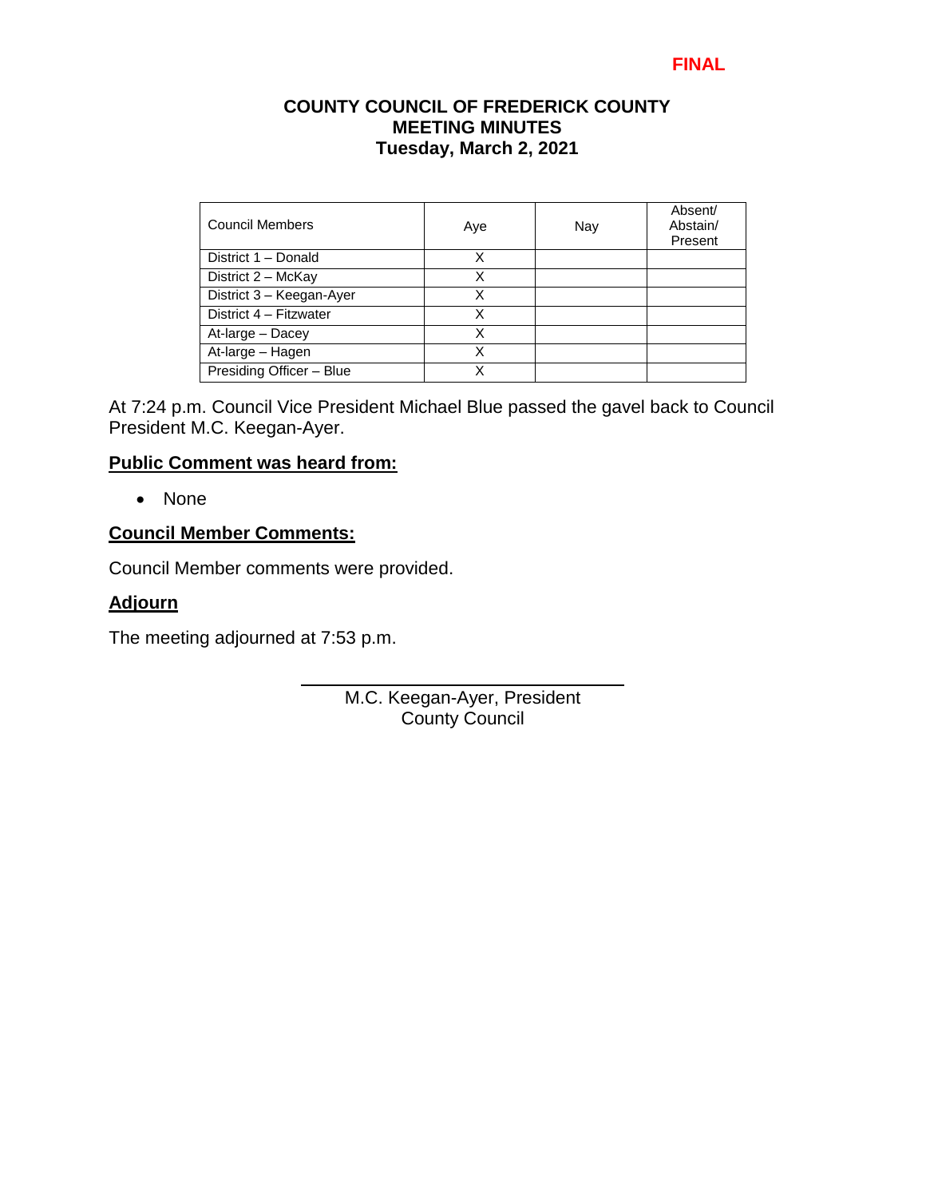**FINAL**

**COUNTY COUNCIL OF FREDERICK COUNTY**
**MEETING MINUTES**
**Tuesday, March 2, 2021**

| Council Members | Aye | Nay | Absent/ Abstain/ Present |
|---|---|---|---|
| District 1 – Donald | X | | |
| District 2 – McKay | X | | |
| District 3 – Keegan-Ayer | X | | |
| District 4 – Fitzwater | X | | |
| At-large – Dacey | X | | |
| At-large – Hagen | X | | |
| Presiding Officer – Blue | X | | |

At 7:24 p.m. Council Vice President Michael Blue passed the gavel back to Council President M.C. Keegan-Ayer.

## Public Comment was heard from:

- None

## Council Member Comments:

Council Member comments were provided.

## Adjourn

The meeting adjourned at 7:53 p.m.

M.C. Keegan-Ayer, President
County Council